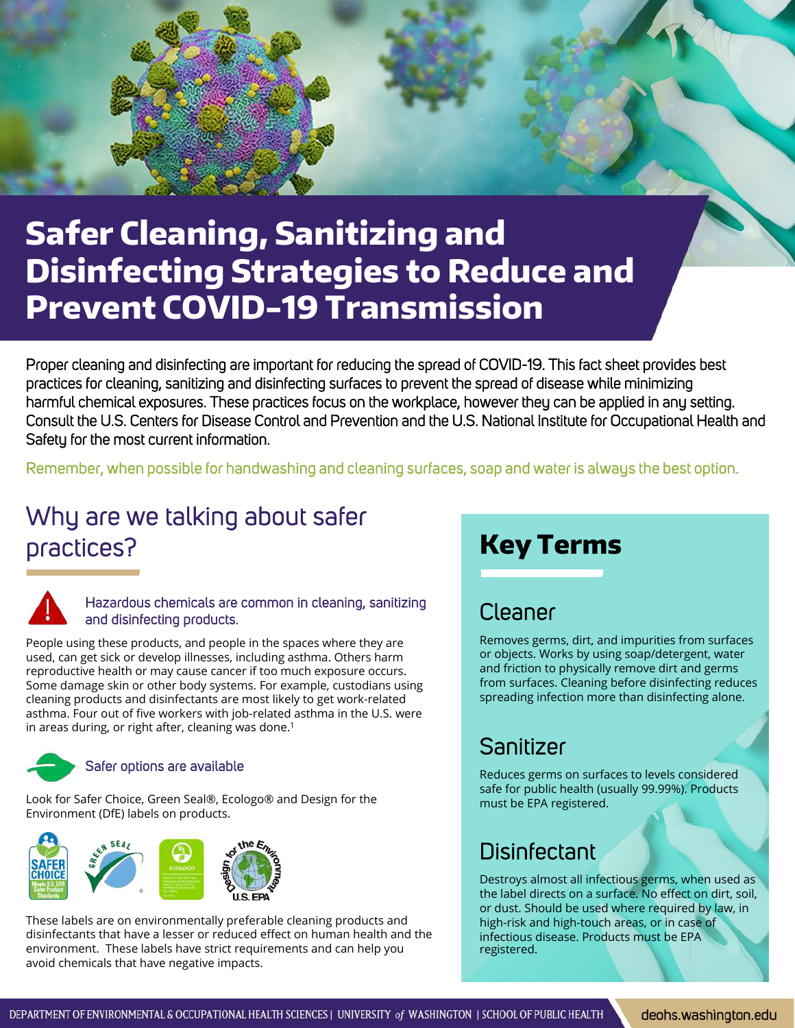# Safer Cleaning, Sanitizing and Disinfecting Strategies to Reduce and Prevent COVID-19 Transmission

Proper cleaning and disinfecting are important for reducing the spread of COVID-19. This fact sheet provides best practices for cleaning, sanitizing and disinfecting surfaces to prevent the spread of disease while minimizing harmful chemical exposures. These practices focus on the workplace, however they can be applied in any setting. Consult the U.S. Centers for Disease Control and Prevention and the U.S. National Institute for Occupational Health and Safety for the most current information.

Remember, when possible for handwashing and cleaning surfaces, soap and water is always the best option.

## Why are we talking about safer practices?

### Hazardous chemicals are common in cleaning, sanitizing and disinfecting products.

People using these products, and people in the spaces where they are used, can get sick or develop illnesses, including asthma. Others harm reproductive health or may cause cancer if too much exposure occurs. Some damage skin or other body systems. For example, custodians using cleaning products and disinfectants are most likely to get work-related asthma. Four out of five workers with job-related asthma in the U.S. were in areas during, or right after, cleaning was done.[1]

### Safer options are available

Look for Safer Choice, Green Seal®, Ecologo® and Design for the Environment (DfE) labels on products.

These labels are on environmentally preferable cleaning products and disinfectants that have a lesser or reduced effect on human health and the environment. These labels have strict requirements and can help you avoid chemicals that have negative impacts.

## Key Terms

### Cleaner

Removes germs, dirt, and impurities from surfaces or objects. Works by using soap/detergent, water and friction to physically remove dirt and germs from surfaces. Cleaning before disinfecting reduces spreading infection more than disinfecting alone.

### Sanitizer

Reduces germs on surfaces to levels considered safe for public health (usually 99.99%). Products must be EPA registered.

### Disinfectant

Destroys almost all infectious germs, when used as the label directs on a surface. No effect on dirt, soil, or dust. Should be used where required by law, in high-risk and high-touch areas, or in case of infectious disease. Products must be EPA registered.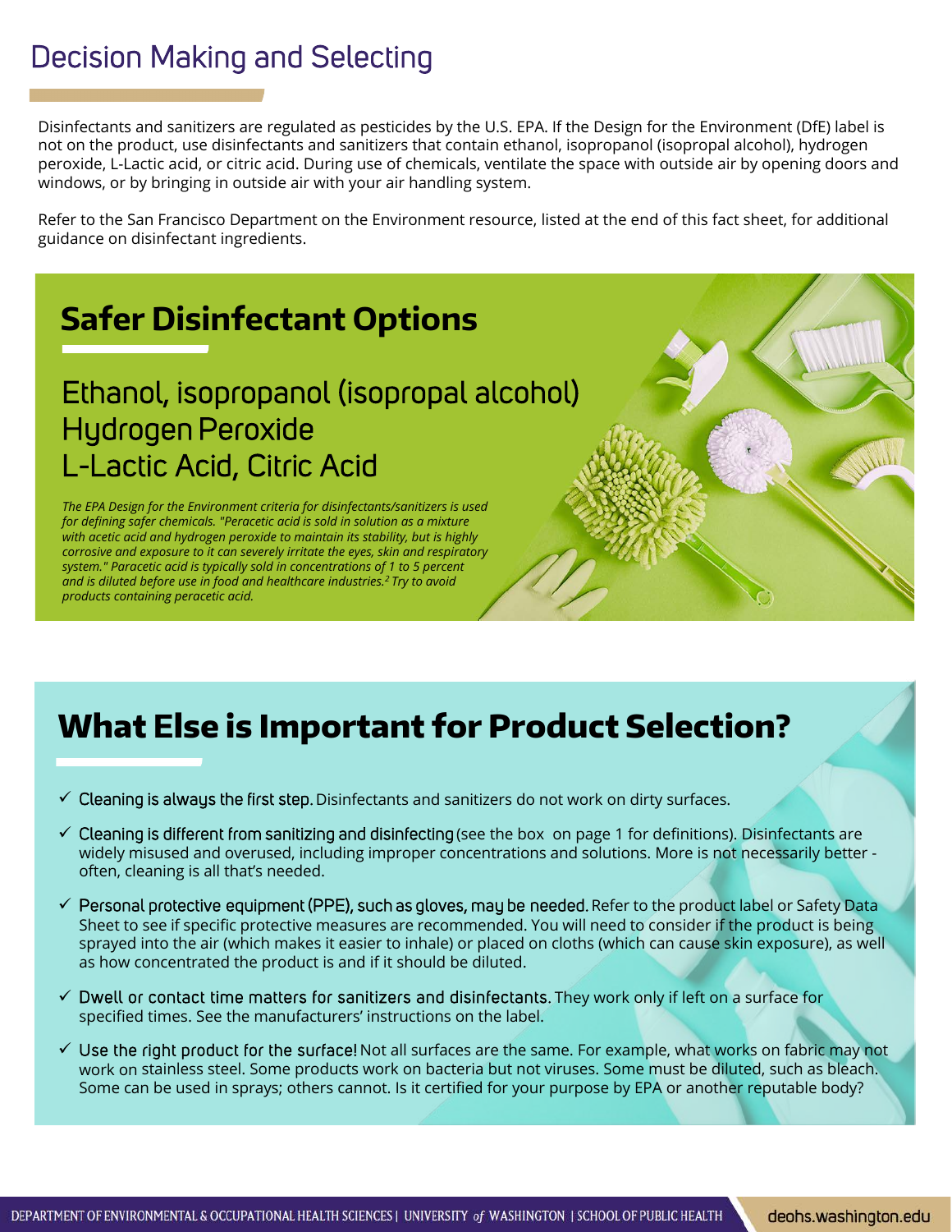# Decision Making and Selecting

Disinfectants and sanitizers are regulated as pesticides by the U.S. EPA. If the Design for the Environment (DfE) label is not on the product, use disinfectants and sanitizers that contain ethanol, isopropanol (isopropal alcohol), hydrogen peroxide, L-Lactic acid, or citric acid. During use of chemicals, ventilate the space with outside air by opening doors and windows, or by bringing in outside air with your air handling system.

Refer to the San Francisco Department on the Environment resource, listed at the end of this fact sheet, for additional guidance on disinfectant ingredients.

## Safer Disinfectant Options

### Ethanol, isopropanol (isopropal alcohol)
### Hydrogen Peroxide
### L-Lactic Acid, Citric Acid

*The EPA Design for the Environment criteria for disinfectants/sanitizers is used for defining safer chemicals. "Peracetic acid is sold in solution as a mixture with acetic acid and hydrogen peroxide to maintain its stability, but is highly corrosive and exposure to it can severely irritate the eyes, skin and respiratory system." Paracetic acid is typically sold in concentrations of 1 to 5 percent and is diluted before use in food and healthcare industries.[2] Try to avoid products containing peracetic acid.*

## What Else is Important for Product Selection?

- ✓ **Cleaning is always the first step.** Disinfectants and sanitizers do not work on dirty surfaces.
- ✓ **Cleaning is different from sanitizing and disinfecting** (see the box on page 1 for definitions). Disinfectants are widely misused and overused, including improper concentrations and solutions. More is not necessarily better - often, cleaning is all that's needed.
- ✓ **Personal protective equipment (PPE), such as gloves, may be needed.** Refer to the product label or Safety Data Sheet to see if specific protective measures are recommended. You will need to consider if the product is being sprayed into the air (which makes it easier to inhale) or placed on cloths (which can cause skin exposure), as well as how concentrated the product is and if it should be diluted.
- ✓ **Dwell or contact time matters for sanitizers and disinfectants.** They work only if left on a surface for specified times. See the manufacturers' instructions on the label.
- ✓ **Use the right product for the surface!** Not all surfaces are the same. For example, what works on fabric may not work on stainless steel. Some products work on bacteria but not viruses. Some must be diluted, such as bleach. Some can be used in sprays; others cannot. Is it certified for your purpose by EPA or another reputable body?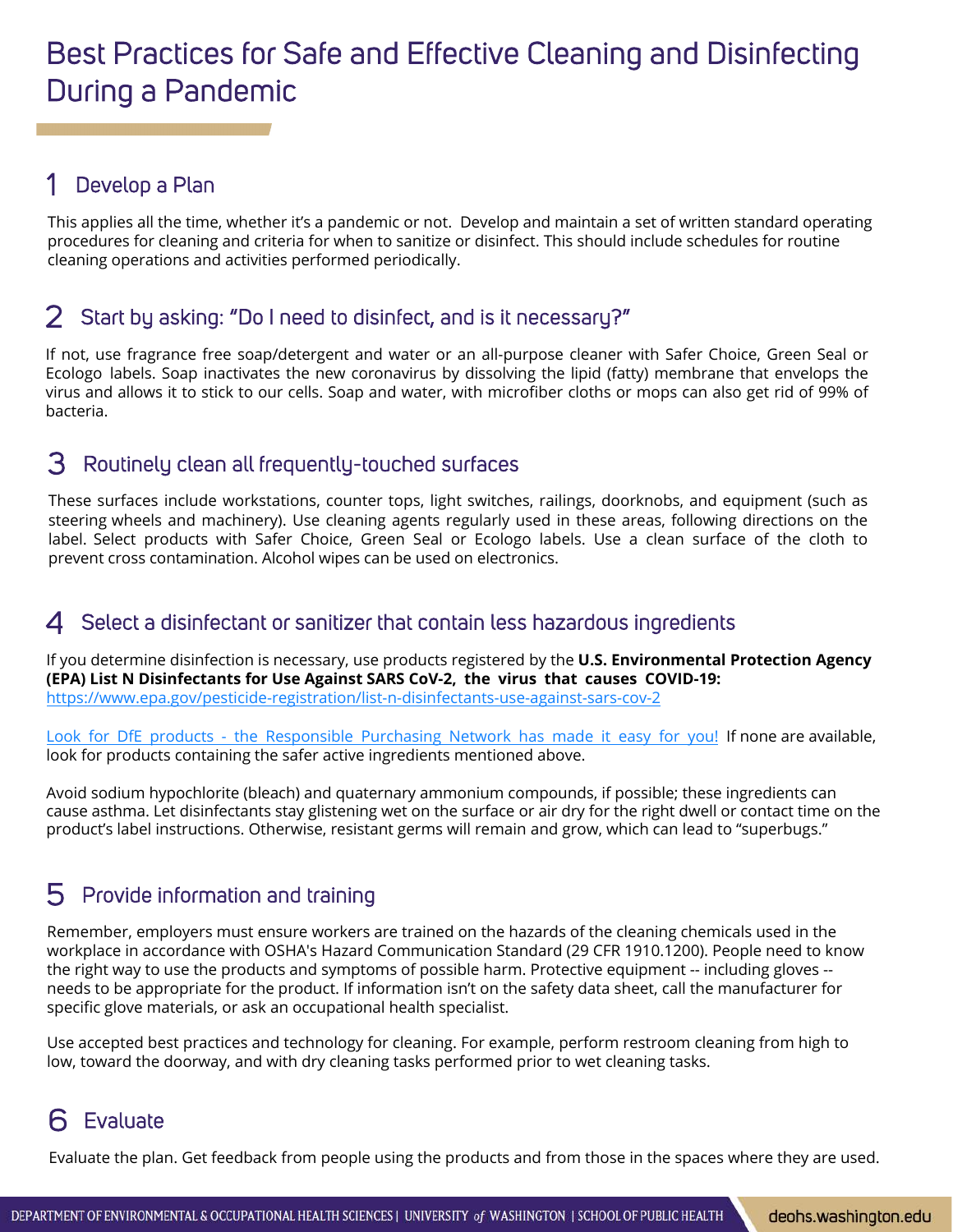# Best Practices for Safe and Effective Cleaning and Disinfecting During a Pandemic

## 1 Develop a Plan

This applies all the time, whether it's a pandemic or not. Develop and maintain a set of written standard operating procedures for cleaning and criteria for when to sanitize or disinfect. This should include schedules for routine cleaning operations and activities performed periodically.

## 2 Start by asking: "Do I need to disinfect, and is it necessary?"

If not, use fragrance free soap/detergent and water or an all-purpose cleaner with Safer Choice, Green Seal or Ecologo labels. Soap inactivates the new coronavirus by dissolving the lipid (fatty) membrane that envelops the virus and allows it to stick to our cells. Soap and water, with microfiber cloths or mops can also get rid of 99% of bacteria.

## 3 Routinely clean all frequently-touched surfaces

These surfaces include workstations, counter tops, light switches, railings, doorknobs, and equipment (such as steering wheels and machinery). Use cleaning agents regularly used in these areas, following directions on the label. Select products with Safer Choice, Green Seal or Ecologo labels. Use a clean surface of the cloth to prevent cross contamination. Alcohol wipes can be used on electronics.

## 4 Select a disinfectant or sanitizer that contain less hazardous ingredients

If you determine disinfection is necessary, use products registered by the **U.S. Environmental Protection Agency (EPA) List N Disinfectants for Use Against SARS CoV-2, the virus that causes COVID-19:**
https://www.epa.gov/pesticide-registration/list-n-disinfectants-use-against-sars-cov-2

Look for DfE products - the Responsible Purchasing Network has made it easy for you! If none are available, look for products containing the safer active ingredients mentioned above.

Avoid sodium hypochlorite (bleach) and quaternary ammonium compounds, if possible; these ingredients can cause asthma. Let disinfectants stay glistening wet on the surface or air dry for the right dwell or contact time on the product's label instructions. Otherwise, resistant germs will remain and grow, which can lead to "superbugs."

## 5 Provide information and training

Remember, employers must ensure workers are trained on the hazards of the cleaning chemicals used in the workplace in accordance with OSHA's Hazard Communication Standard (29 CFR 1910.1200). People need to know the right way to use the products and symptoms of possible harm. Protective equipment -- including gloves -- needs to be appropriate for the product. If information isn't on the safety data sheet, call the manufacturer for specific glove materials, or ask an occupational health specialist.

Use accepted best practices and technology for cleaning. For example, perform restroom cleaning from high to low, toward the doorway, and with dry cleaning tasks performed prior to wet cleaning tasks.

## 6 Evaluate

Evaluate the plan. Get feedback from people using the products and from those in the spaces where they are used.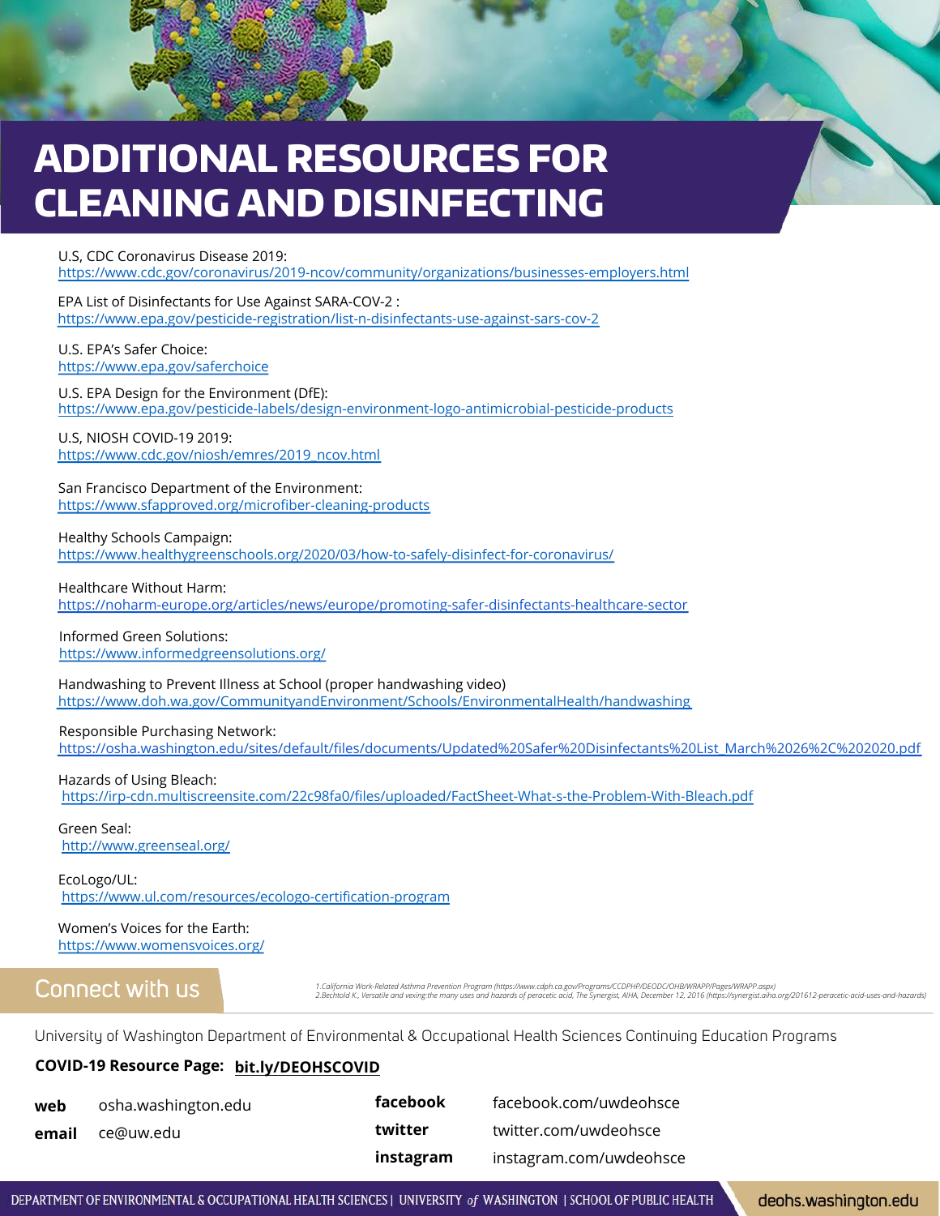# ADDITIONAL RESOURCES FOR CLEANING AND DISINFECTING

U.S, CDC Coronavirus Disease 2019:
https://www.cdc.gov/coronavirus/2019-ncov/community/organizations/businesses-employers.html

EPA List of Disinfectants for Use Against SARA-COV-2 :
https://www.epa.gov/pesticide-registration/list-n-disinfectants-use-against-sars-cov-2

U.S. EPA's Safer Choice:
https://www.epa.gov/saferchoice

U.S. EPA Design for the Environment (DfE):
https://www.epa.gov/pesticide-labels/design-environment-logo-antimicrobial-pesticide-products

U.S, NIOSH COVID-19 2019:
https://www.cdc.gov/niosh/emres/2019_ncov.html

San Francisco Department of the Environment:
https://www.sfapproved.org/microfiber-cleaning-products

Healthy Schools Campaign:
https://www.healthygreenschools.org/2020/03/how-to-safely-disinfect-for-coronavirus/

Healthcare Without Harm:
https://noharm-europe.org/articles/news/europe/promoting-safer-disinfectants-healthcare-sector

Informed Green Solutions:
https://www.informedgreensolutions.org/

Handwashing to Prevent Illness at School (proper handwashing video)
https://www.doh.wa.gov/CommunityandEnvironment/Schools/EnvironmentalHealth/handwashing

Responsible Purchasing Network:
https://osha.washington.edu/sites/default/files/documents/Updated%20Safer%20Disinfectants%20List_March%2026%2C%202020.pdf

Hazards of Using Bleach:
https://irp-cdn.multiscreensite.com/22c98fa0/files/uploaded/FactSheet-What-s-the-Problem-With-Bleach.pdf

Green Seal:
http://www.greenseal.org/

EcoLogo/UL:
https://www.ul.com/resources/ecologo-certification-program

Women's Voices for the Earth:
https://www.womensvoices.org/

## Connect with us

*1.California Work-Related Asthma Prevention Program (https://www.cdph.ca.gov/Programs/CCDPHP/DEODC/OHB/WRAPP/Pages/WRAPP.aspx)*
*2.Bechtold K., Versatile and vexing:the many uses and hazards of peracetic acid, The Synergist, AIHA, December 12, 2016 (https://synergist.aiha.org/201612-peracetic-acid-uses-and-hazards)*

University of Washington Department of Environmental & Occupational Health Sciences Continuing Education Programs

**COVID-19 Resource Page:** **bit.ly/DEOHSCOVID**

**web** osha.washington.edu
**email** ce@uw.edu

**facebook** facebook.com/uwdeohsce
**twitter** twitter.com/uwdeohsce
**instagram** instagram.com/uwdeohsce

DEPARTMENT OF ENVIRONMENTAL & OCCUPATIONAL HEALTH SCIENCES | UNIVERSITY *of* WASHINGTON | SCHOOL OF PUBLIC HEALTH

deohs.washington.edu